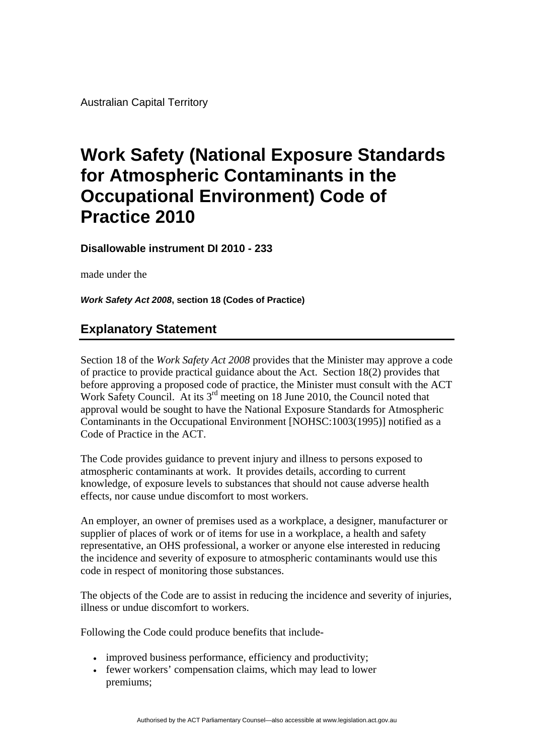Australian Capital Territory

# Work Safety (National Exposure Standards for Atmospheric Contaminants in the Occupational Environment) Code of Practice 2010

**Disallowable instrument DI 2010 - 233**

made under the

***Work Safety Act 2008*, section 18 (Codes of Practice)**

## Explanatory Statement

Section 18 of the *Work Safety Act 2008* provides that the Minister may approve a code of practice to provide practical guidance about the Act. Section 18(2) provides that before approving a proposed code of practice, the Minister must consult with the ACT Work Safety Council. At its 3rd meeting on 18 June 2010, the Council noted that approval would be sought to have the National Exposure Standards for Atmospheric Contaminants in the Occupational Environment [NOHSC:1003(1995)] notified as a Code of Practice in the ACT.

The Code provides guidance to prevent injury and illness to persons exposed to atmospheric contaminants at work. It provides details, according to current knowledge, of exposure levels to substances that should not cause adverse health effects, nor cause undue discomfort to most workers.

An employer, an owner of premises used as a workplace, a designer, manufacturer or supplier of places of work or of items for use in a workplace, a health and safety representative, an OHS professional, a worker or anyone else interested in reducing the incidence and severity of exposure to atmospheric contaminants would use this code in respect of monitoring those substances.

The objects of the Code are to assist in reducing the incidence and severity of injuries, illness or undue discomfort to workers.

Following the Code could produce benefits that include-

- improved business performance, efficiency and productivity;
- fewer workers' compensation claims, which may lead to lower premiums;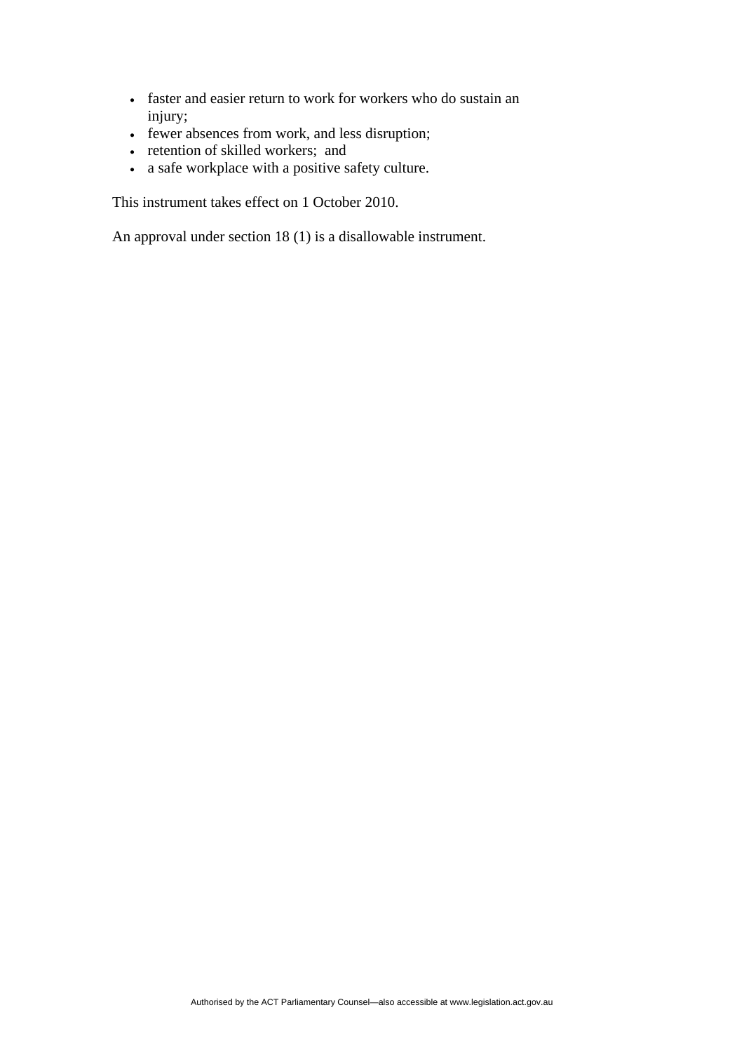- faster and easier return to work for workers who do sustain an injury;
- fewer absences from work, and less disruption;
- retention of skilled workers;  and
- a safe workplace with a positive safety culture.

This instrument takes effect on 1 October 2010.

An approval under section 18 (1) is a disallowable instrument.